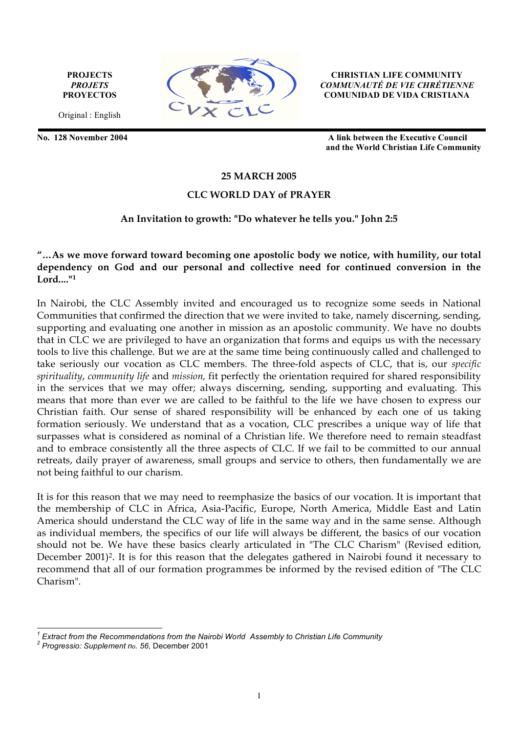**PROJECTS**
***PROJETS***
**PROYECTOS**

Original : English

**CHRISTIAN LIFE COMMUNITY**
***COMMUNAUTÉ DE VIE CHRÉTIENNE***
**COMUNIDAD DE VIDA CRISTIANA**

**No. 128 November 2004**

**A link between the Executive Council and the World Christian Life Community**

## 25 MARCH 2005

## CLC WORLD DAY of PRAYER

### An Invitation to growth: "Do whatever he tells you." John 2:5

**"…As we move forward toward becoming one apostolic body we notice, with humility, our total dependency on God and our personal and collective need for continued conversion in the Lord...."[1]**

In Nairobi, the CLC Assembly invited and encouraged us to recognize some seeds in National Communities that confirmed the direction that we were invited to take, namely discerning, sending, supporting and evaluating one another in mission as an apostolic community. We have no doubts that in CLC we are privileged to have an organization that forms and equips us with the necessary tools to live this challenge. But we are at the same time being continuously called and challenged to take seriously our vocation as CLC members. The three-fold aspects of CLC, that is, our *specific spirituality*, *community life* and *mission,* fit perfectly the orientation required for shared responsibility in the services that we may offer; always discerning, sending, supporting and evaluating. This means that more than ever we are called to be faithful to the life we have chosen to express our Christian faith. Our sense of shared responsibility will be enhanced by each one of us taking formation seriously. We understand that as a vocation, CLC prescribes a unique way of life that surpasses what is considered as nominal of a Christian life. We therefore need to remain steadfast and to embrace consistently all the three aspects of CLC. If we fail to be committed to our annual retreats, daily prayer of awareness, small groups and service to others, then fundamentally we are not being faithful to our charism.

It is for this reason that we may need to reemphasize the basics of our vocation. It is important that the membership of CLC in Africa, Asia-Pacific, Europe, North America, Middle East and Latin America should understand the CLC way of life in the same way and in the same sense. Although as individual members, the specifics of our life will always be different, the basics of our vocation should not be. We have these basics clearly articulated in "The CLC Charism" (Revised edition, December 2001)[2]. It is for this reason that the delegates gathered in Nairobi found it necessary to recommend that all of our formation programmes be informed by the revised edition of "The CLC Charism".

---

[1] *Extract from the Recommendations from the Nairobi World Assembly to Christian Life Community*

[2] *Progressio: Supplement no. 56*, December 2001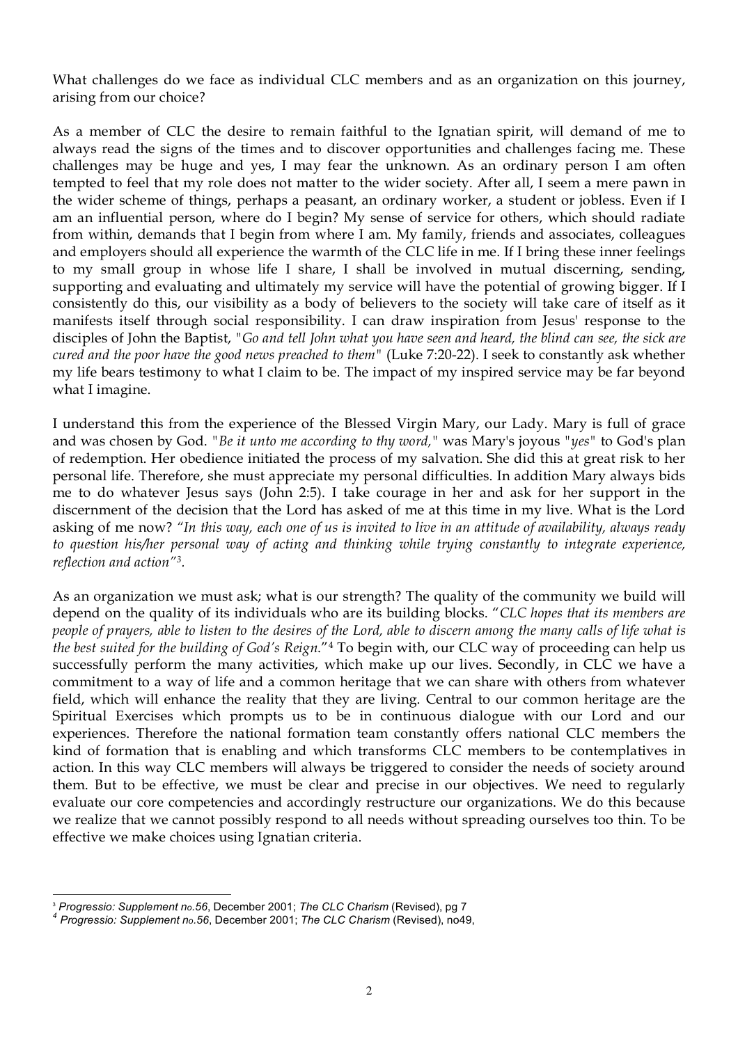What challenges do we face as individual CLC members and as an organization on this journey, arising from our choice?

As a member of CLC the desire to remain faithful to the Ignatian spirit, will demand of me to always read the signs of the times and to discover opportunities and challenges facing me. These challenges may be huge and yes, I may fear the unknown. As an ordinary person I am often tempted to feel that my role does not matter to the wider society. After all, I seem a mere pawn in the wider scheme of things, perhaps a peasant, an ordinary worker, a student or jobless. Even if I am an influential person, where do I begin? My sense of service for others, which should radiate from within, demands that I begin from where I am. My family, friends and associates, colleagues and employers should all experience the warmth of the CLC life in me. If I bring these inner feelings to my small group in whose life I share, I shall be involved in mutual discerning, sending, supporting and evaluating and ultimately my service will have the potential of growing bigger. If I consistently do this, our visibility as a body of believers to the society will take care of itself as it manifests itself through social responsibility. I can draw inspiration from Jesus' response to the disciples of John the Baptist, "*Go and tell John what you have seen and heard, the blind can see, the sick are cured and the poor have the good news preached to them*" (Luke 7:20-22). I seek to constantly ask whether my life bears testimony to what I claim to be. The impact of my inspired service may be far beyond what I imagine.

I understand this from the experience of the Blessed Virgin Mary, our Lady. Mary is full of grace and was chosen by God. "*Be it unto me according to thy word,*" was Mary's joyous "*yes*" to God's plan of redemption. Her obedience initiated the process of my salvation. She did this at great risk to her personal life. Therefore, she must appreciate my personal difficulties. In addition Mary always bids me to do whatever Jesus says (John 2:5). I take courage in her and ask for her support in the discernment of the decision that the Lord has asked of me at this time in my live. What is the Lord asking of me now? *"In this way, each one of us is invited to live in an attitude of availability, always ready to question his/her personal way of acting and thinking while trying constantly to integrate experience, reflection and action"*[3].

As an organization we must ask; what is our strength? The quality of the community we build will depend on the quality of its individuals who are its building blocks. "*CLC hopes that its members are people of prayers, able to listen to the desires of the Lord, able to discern among the many calls of life what is the best suited for the building of God's Reign.*"[4] To begin with, our CLC way of proceeding can help us successfully perform the many activities, which make up our lives. Secondly, in CLC we have a commitment to a way of life and a common heritage that we can share with others from whatever field, which will enhance the reality that they are living. Central to our common heritage are the Spiritual Exercises which prompts us to be in continuous dialogue with our Lord and our experiences. Therefore the national formation team constantly offers national CLC members the kind of formation that is enabling and which transforms CLC members to be contemplatives in action. In this way CLC members will always be triggered to consider the needs of society around them. But to be effective, we must be clear and precise in our objectives. We need to regularly evaluate our core competencies and accordingly restructure our organizations. We do this because we realize that we cannot possibly respond to all needs without spreading ourselves too thin. To be effective we make choices using Ignatian criteria.

---

[3] *Progressio: Supplement no.56*, December 2001; *The CLC Charism* (Revised), pg 7

[4] *Progressio: Supplement no.56*, December 2001; *The CLC Charism* (Revised), no49,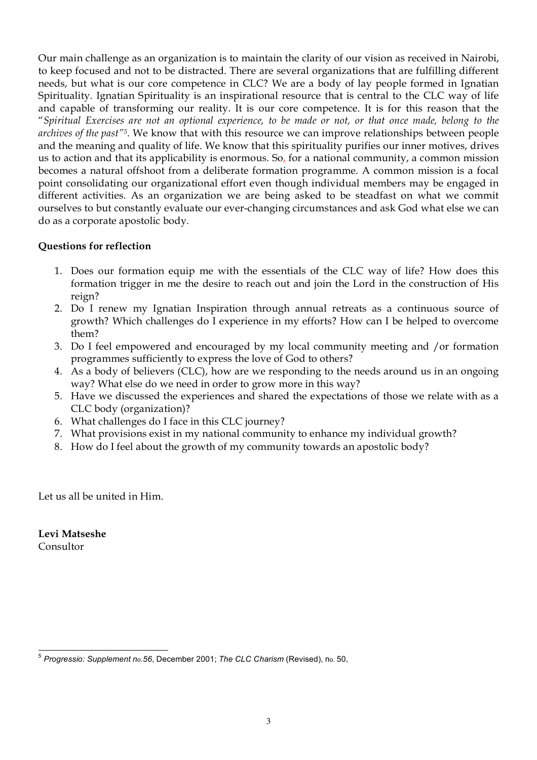Our main challenge as an organization is to maintain the clarity of our vision as received in Nairobi, to keep focused and not to be distracted. There are several organizations that are fulfilling different needs, but what is our core competence in CLC? We are a body of lay people formed in Ignatian Spirituality. Ignatian Spirituality is an inspirational resource that is central to the CLC way of life and capable of transforming our reality. It is our core competence. It is for this reason that the "*Spiritual Exercises are not an optional experience, to be made or not, or that once made, belong to the archives of the past*"[5]. We know that with this resource we can improve relationships between people and the meaning and quality of life. We know that this spirituality purifies our inner motives, drives us to action and that its applicability is enormous. So, for a national community, a common mission becomes a natural offshoot from a deliberate formation programme. A common mission is a focal point consolidating our organizational effort even though individual members may be engaged in different activities. As an organization we are being asked to be steadfast on what we commit ourselves to but constantly evaluate our ever-changing circumstances and ask God what else we can do as a corporate apostolic body.

**Questions for reflection**

1. Does our formation equip me with the essentials of the CLC way of life? How does this formation trigger in me the desire to reach out and join the Lord in the construction of His reign?
2. Do I renew my Ignatian Inspiration through annual retreats as a continuous source of growth? Which challenges do I experience in my efforts? How can I be helped to overcome them?
3. Do I feel empowered and encouraged by my local community meeting and /or formation programmes sufficiently to express the love of God to others?
4. As a body of believers (CLC), how are we responding to the needs around us in an ongoing way? What else do we need in order to grow more in this way?
5. Have we discussed the experiences and shared the expectations of those we relate with as a CLC body (organization)?
6. What challenges do I face in this CLC journey?
7. What provisions exist in my national community to enhance my individual growth?
8. How do I feel about the growth of my community towards an apostolic body?

Let us all be united in Him.

**Levi Matseshe**
Consultor

---

[5] *Progressio: Supplement no.56*, December 2001; *The CLC Charism* (Revised), no. 50,